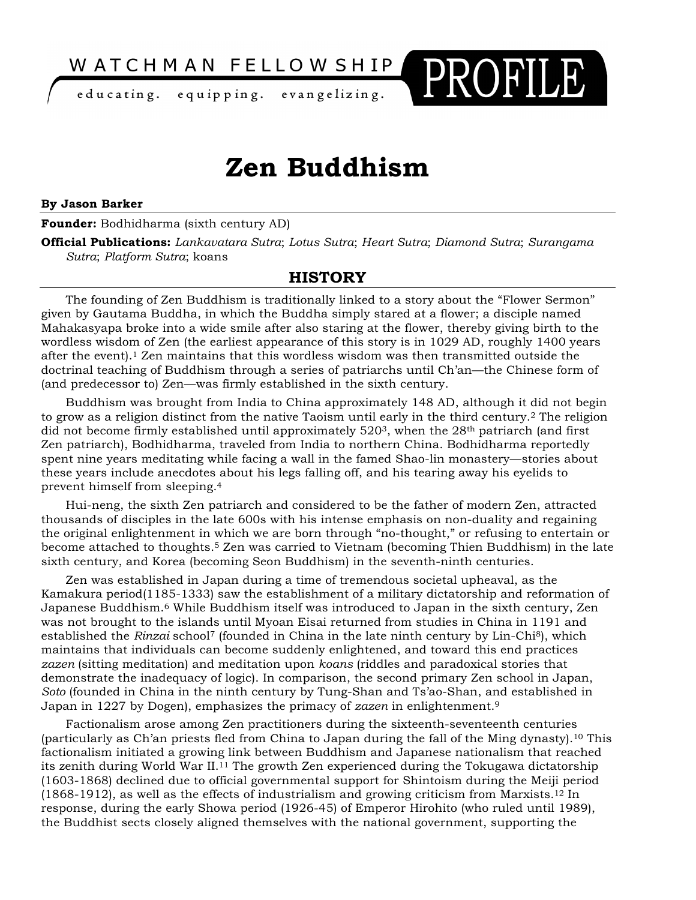WATCHMAN FELLOWSHIP PROFILE

educating. equipping. evangelizing.

# Zen Buddhism

**By Jason Barker**

**Founder:** Bodhidharma (sixth century AD)

**Official Publications:** *Lankavatara Sutra*; *Lotus Sutra*; *Heart Sutra*; *Diamond Sutra*; *Surangama Sutra*; *Platform Sutra*; koans

## HISTORY

The founding of Zen Buddhism is traditionally linked to a story about the "Flower Sermon" given by Gautama Buddha, in which the Buddha simply stared at a flower; a disciple named Mahakasyapa broke into a wide smile after also staring at the flower, thereby giving birth to the wordless wisdom of Zen (the earliest appearance of this story is in 1029 AD, roughly 1400 years after the event).[1] Zen maintains that this wordless wisdom was then transmitted outside the doctrinal teaching of Buddhism through a series of patriarchs until Ch'an—the Chinese form of (and predecessor to) Zen—was firmly established in the sixth century.

Buddhism was brought from India to China approximately 148 AD, although it did not begin to grow as a religion distinct from the native Taoism until early in the third century.[2] The religion did not become firmly established until approximately 520[3], when the 28th patriarch (and first Zen patriarch), Bodhidharma, traveled from India to northern China. Bodhidharma reportedly spent nine years meditating while facing a wall in the famed Shao-lin monastery—stories about these years include anecdotes about his legs falling off, and his tearing away his eyelids to prevent himself from sleeping.[4]

Hui-neng, the sixth Zen patriarch and considered to be the father of modern Zen, attracted thousands of disciples in the late 600s with his intense emphasis on non-duality and regaining the original enlightenment in which we are born through "no-thought," or refusing to entertain or become attached to thoughts.[5] Zen was carried to Vietnam (becoming Thien Buddhism) in the late sixth century, and Korea (becoming Seon Buddhism) in the seventh-ninth centuries.

Zen was established in Japan during a time of tremendous societal upheaval, as the Kamakura period(1185-1333) saw the establishment of a military dictatorship and reformation of Japanese Buddhism.[6] While Buddhism itself was introduced to Japan in the sixth century, Zen was not brought to the islands until Myoan Eisai returned from studies in China in 1191 and established the *Rinzai* school[7] (founded in China in the late ninth century by Lin-Chi[8]), which maintains that individuals can become suddenly enlightened, and toward this end practices *zazen* (sitting meditation) and meditation upon *koans* (riddles and paradoxical stories that demonstrate the inadequacy of logic). In comparison, the second primary Zen school in Japan, *Soto* (founded in China in the ninth century by Tung-Shan and Ts'ao-Shan, and established in Japan in 1227 by Dogen), emphasizes the primacy of *zazen* in enlightenment.[9]

Factionalism arose among Zen practitioners during the sixteenth-seventeenth centuries (particularly as Ch'an priests fled from China to Japan during the fall of the Ming dynasty).[10] This factionalism initiated a growing link between Buddhism and Japanese nationalism that reached its zenith during World War II.[11] The growth Zen experienced during the Tokugawa dictatorship (1603-1868) declined due to official governmental support for Shintoism during the Meiji period (1868-1912), as well as the effects of industrialism and growing criticism from Marxists.[12] In response, during the early Showa period (1926-45) of Emperor Hirohito (who ruled until 1989), the Buddhist sects closely aligned themselves with the national government, supporting the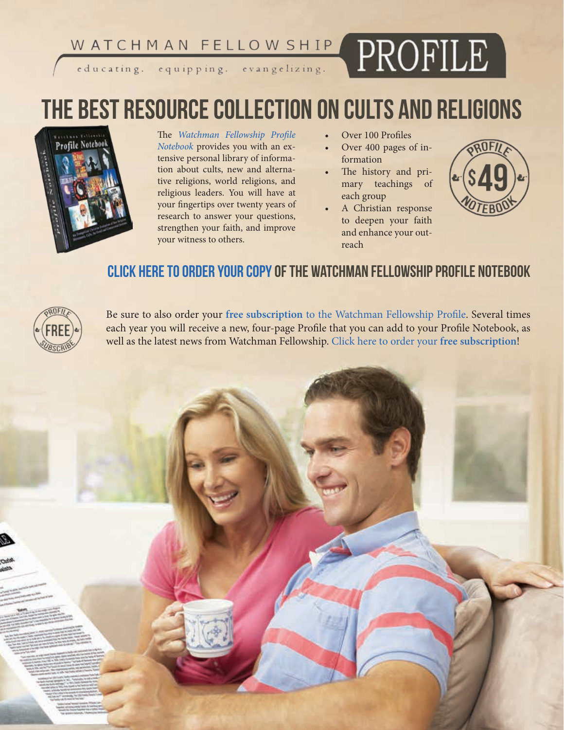WATCHMAN FELLOWSHIP PROFILE

educating. equipping. evangelizing.

# THE BEST RESOURCE COLLECTION ON CULTS AND RELIGIONS

The *Watchman Fellowship Profile Notebook* provides you with an extensive personal library of information about cults, new and alternative religions, world religions, and religious leaders. You will have at your fingertips over twenty years of research to answer your questions, strengthen your faith, and improve your witness to others.

- Over 100 Profiles
- Over 400 pages of information
- The history and primary teachings of each group
- A Christian response to deepen your faith and enhance your outreach

PROFILE $49 NOTEBOOK

## CLICK HERE TO ORDER YOUR COPY OF THE WATCHMAN FELLOWSHIP PROFILE NOTEBOOK

PROFILE FREE SUBSCRIBE

Be sure to also order your **free subscription** to the Watchman Fellowship Profile. Several times each year you will receive a new, four-page Profile that you can add to your Profile Notebook, as well as the latest news from Watchman Fellowship. Click here to order your **free subscription**!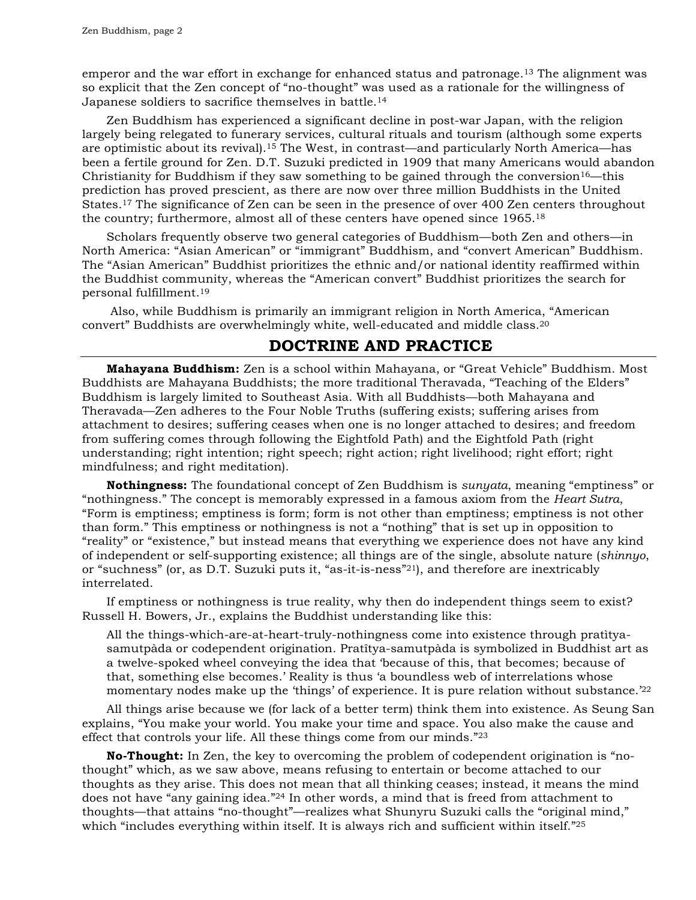emperor and the war effort in exchange for enhanced status and patronage.[13] The alignment was so explicit that the Zen concept of "no-thought" was used as a rationale for the willingness of Japanese soldiers to sacrifice themselves in battle.[14]

Zen Buddhism has experienced a significant decline in post-war Japan, with the religion largely being relegated to funerary services, cultural rituals and tourism (although some experts are optimistic about its revival).[15] The West, in contrast—and particularly North America—has been a fertile ground for Zen. D.T. Suzuki predicted in 1909 that many Americans would abandon Christianity for Buddhism if they saw something to be gained through the conversion[16]—this prediction has proved prescient, as there are now over three million Buddhists in the United States.[17] The significance of Zen can be seen in the presence of over 400 Zen centers throughout the country; furthermore, almost all of these centers have opened since 1965.[18]

Scholars frequently observe two general categories of Buddhism—both Zen and others—in North America: "Asian American" or "immigrant" Buddhism, and "convert American" Buddhism. The "Asian American" Buddhist prioritizes the ethnic and/or national identity reaffirmed within the Buddhist community, whereas the "American convert" Buddhist prioritizes the search for personal fulfillment.[19]

Also, while Buddhism is primarily an immigrant religion in North America, "American convert" Buddhists are overwhelmingly white, well-educated and middle class.[20]

## DOCTRINE AND PRACTICE

**Mahayana Buddhism:** Zen is a school within Mahayana, or "Great Vehicle" Buddhism. Most Buddhists are Mahayana Buddhists; the more traditional Theravada, "Teaching of the Elders" Buddhism is largely limited to Southeast Asia. With all Buddhists—both Mahayana and Theravada—Zen adheres to the Four Noble Truths (suffering exists; suffering arises from attachment to desires; suffering ceases when one is no longer attached to desires; and freedom from suffering comes through following the Eightfold Path) and the Eightfold Path (right understanding; right intention; right speech; right action; right livelihood; right effort; right mindfulness; and right meditation).

**Nothingness:** The foundational concept of Zen Buddhism is *sunyata*, meaning "emptiness" or "nothingness." The concept is memorably expressed in a famous axiom from the *Heart Sutra*, "Form is emptiness; emptiness is form; form is not other than emptiness; emptiness is not other than form." This emptiness or nothingness is not a "nothing" that is set up in opposition to "reality" or "existence," but instead means that everything we experience does not have any kind of independent or self-supporting existence; all things are of the single, absolute nature (*shinnyo*, or "suchness" (or, as D.T. Suzuki puts it, "as-it-is-ness"[21]), and therefore are inextricably interrelated.

If emptiness or nothingness is true reality, why then do independent things seem to exist? Russell H. Bowers, Jr., explains the Buddhist understanding like this:

> All the things-which-are-at-heart-truly-nothingness come into existence through pratìtya-samutpàda or codependent origination. Pratîtya-samutpàda is symbolized in Buddhist art as a twelve-spoked wheel conveying the idea that 'because of this, that becomes; because of that, something else becomes.' Reality is thus 'a boundless web of interrelations whose momentary nodes make up the 'things' of experience. It is pure relation without substance.'[22]

All things arise because we (for lack of a better term) think them into existence. As Seung San explains, "You make your world. You make your time and space. You also make the cause and effect that controls your life. All these things come from our minds."[23]

**No-Thought:** In Zen, the key to overcoming the problem of codependent origination is "no-thought" which, as we saw above, means refusing to entertain or become attached to our thoughts as they arise. This does not mean that all thinking ceases; instead, it means the mind does not have "any gaining idea."[24] In other words, a mind that is freed from attachment to thoughts—that attains "no-thought"—realizes what Shunyru Suzuki calls the "original mind," which "includes everything within itself. It is always rich and sufficient within itself."[25]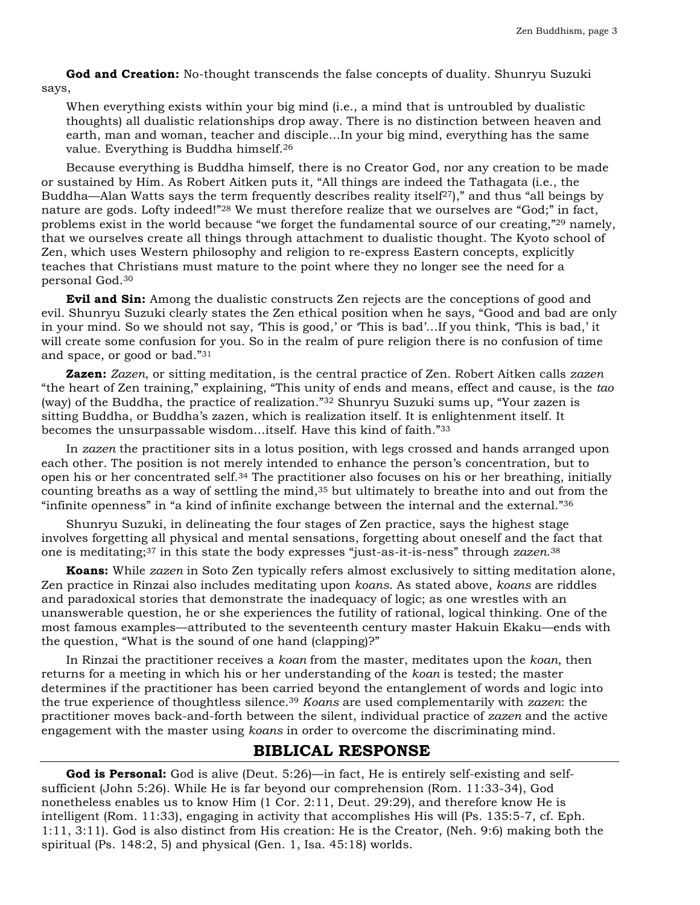**God and Creation:** No-thought transcends the false concepts of duality. Shunryu Suzuki says,

> When everything exists within your big mind (i.e., a mind that is untroubled by dualistic thoughts) all dualistic relationships drop away. There is no distinction between heaven and earth, man and woman, teacher and disciple…In your big mind, everything has the same value. Everything is Buddha himself.[26]

Because everything is Buddha himself, there is no Creator God, nor any creation to be made or sustained by Him. As Robert Aitken puts it, "All things are indeed the Tathagata (i.e., the Buddha—Alan Watts says the term frequently describes reality itself[27])," and thus "all beings by nature are gods. Lofty indeed!"[28] We must therefore realize that we ourselves are "God;" in fact, problems exist in the world because "we forget the fundamental source of our creating,"[29] namely, that we ourselves create all things through attachment to dualistic thought. The Kyoto school of Zen, which uses Western philosophy and religion to re-express Eastern concepts, explicitly teaches that Christians must mature to the point where they no longer see the need for a personal God.[30]

**Evil and Sin:** Among the dualistic constructs Zen rejects are the conceptions of good and evil. Shunryu Suzuki clearly states the Zen ethical position when he says, "Good and bad are only in your mind. So we should not say, 'This is good,' or 'This is bad'…If you think, 'This is bad,' it will create some confusion for you. So in the realm of pure religion there is no confusion of time and space, or good or bad."[31]

**Zazen:** *Zazen*, or sitting meditation, is the central practice of Zen. Robert Aitken calls *zazen* "the heart of Zen training," explaining, "This unity of ends and means, effect and cause, is the *tao* (way) of the Buddha, the practice of realization."[32] Shunryu Suzuki sums up, "Your zazen is sitting Buddha, or Buddha's zazen, which is realization itself. It is enlightenment itself. It becomes the unsurpassable wisdom…itself. Have this kind of faith."[33]

In *zazen* the practitioner sits in a lotus position, with legs crossed and hands arranged upon each other. The position is not merely intended to enhance the person's concentration, but to open his or her concentrated self.[34] The practitioner also focuses on his or her breathing, initially counting breaths as a way of settling the mind,[35] but ultimately to breathe into and out from the "infinite openness" in "a kind of infinite exchange between the internal and the external."[36]

Shunryu Suzuki, in delineating the four stages of Zen practice, says the highest stage involves forgetting all physical and mental sensations, forgetting about oneself and the fact that one is meditating;[37] in this state the body expresses "just-as-it-is-ness" through *zazen*.[38]

**Koans:** While *zazen* in Soto Zen typically refers almost exclusively to sitting meditation alone, Zen practice in Rinzai also includes meditating upon *koans*. As stated above, *koans* are riddles and paradoxical stories that demonstrate the inadequacy of logic; as one wrestles with an unanswerable question, he or she experiences the futility of rational, logical thinking. One of the most famous examples—attributed to the seventeenth century master Hakuin Ekaku—ends with the question, "What is the sound of one hand (clapping)?"

In Rinzai the practitioner receives a *koan* from the master, meditates upon the *koan*, then returns for a meeting in which his or her understanding of the *koan* is tested; the master determines if the practitioner has been carried beyond the entanglement of words and logic into the true experience of thoughtless silence.[39] *Koans* are used complementarily with *zazen*: the practitioner moves back-and-forth between the silent, individual practice of *zazen* and the active engagement with the master using *koans* in order to overcome the discriminating mind.

## BIBLICAL RESPONSE

**God is Personal:** God is alive (Deut. 5:26)—in fact, He is entirely self-existing and self-sufficient (John 5:26). While He is far beyond our comprehension (Rom. 11:33-34), God nonetheless enables us to know Him (1 Cor. 2:11, Deut. 29:29), and therefore know He is intelligent (Rom. 11:33), engaging in activity that accomplishes His will (Ps. 135:5-7, cf. Eph. 1:11, 3:11). God is also distinct from His creation: He is the Creator, (Neh. 9:6) making both the spiritual (Ps. 148:2, 5) and physical (Gen. 1, Isa. 45:18) worlds.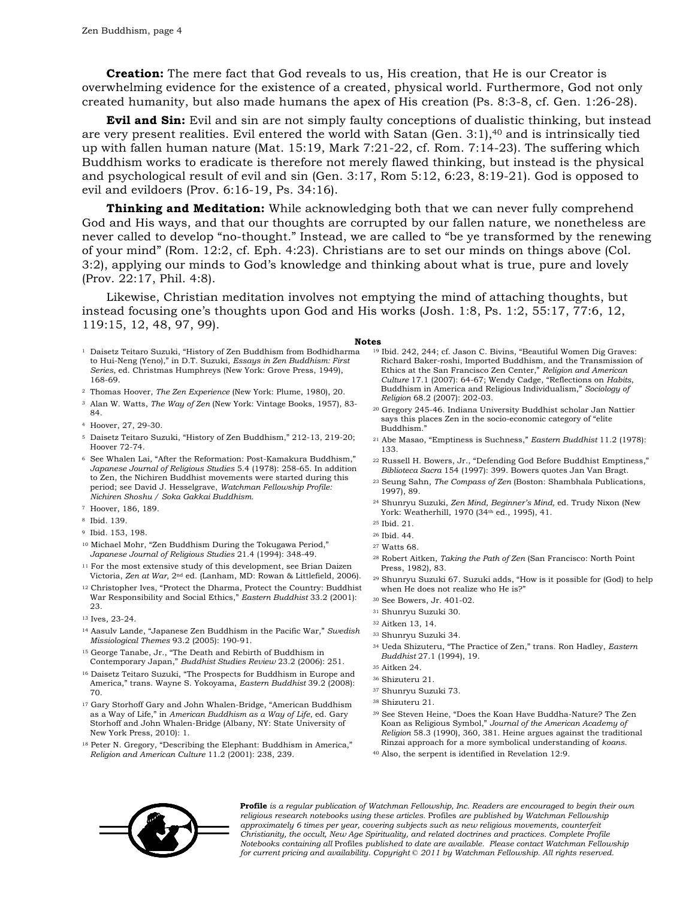**Creation:** The mere fact that God reveals to us, His creation, that He is our Creator is overwhelming evidence for the existence of a created, physical world. Furthermore, God not only created humanity, but also made humans the apex of His creation (Ps. 8:3-8, cf. Gen. 1:26-28).

**Evil and Sin:** Evil and sin are not simply faulty conceptions of dualistic thinking, but instead are very present realities. Evil entered the world with Satan (Gen. 3:1),[40] and is intrinsically tied up with fallen human nature (Mat. 15:19, Mark 7:21-22, cf. Rom. 7:14-23). The suffering which Buddhism works to eradicate is therefore not merely flawed thinking, but instead is the physical and psychological result of evil and sin (Gen. 3:17, Rom 5:12, 6:23, 8:19-21). God is opposed to evil and evildoers (Prov. 6:16-19, Ps. 34:16).

**Thinking and Meditation:** While acknowledging both that we can never fully comprehend God and His ways, and that our thoughts are corrupted by our fallen nature, we nonetheless are never called to develop "no-thought." Instead, we are called to "be ye transformed by the renewing of your mind" (Rom. 12:2, cf. Eph. 4:23). Christians are to set our minds on things above (Col. 3:2), applying our minds to God's knowledge and thinking about what is true, pure and lovely (Prov. 22:17, Phil. 4:8).

Likewise, Christian meditation involves not emptying the mind of attaching thoughts, but instead focusing one's thoughts upon God and His works (Josh. 1:8, Ps. 1:2, 55:17, 77:6, 12, 119:15, 12, 48, 97, 99).

## Notes

1. Daisetz Teitaro Suzuki, "History of Zen Buddhism from Bodhidharma to Hui-Neng (Yeno)," in D.T. Suzuki, *Essays in Zen Buddhism: First Series*, ed. Christmas Humphreys (New York: Grove Press, 1949), 168-69.
2. Thomas Hoover, *The Zen Experience* (New York: Plume, 1980), 20.
3. Alan W. Watts, *The Way of Zen* (New York: Vintage Books, 1957), 83-84.
4. Hoover, 27, 29-30.
5. Daisetz Teitaro Suzuki, "History of Zen Buddhism," 212-13, 219-20; Hoover 72-74.
6. See Whalen Lai, "After the Reformation: Post-Kamakura Buddhism," *Japanese Journal of Religious Studies* 5.4 (1978): 258-65. In addition to Zen, the Nichiren Buddhist movements were started during this period; see David J. Hesselgrave, *Watchman Fellowship Profile: Nichiren Shoshu / Soka Gakkai Buddhism*.
7. Hoover, 186, 189.
8. Ibid. 139.
9. Ibid. 153, 198.
10. Michael Mohr, "Zen Buddhism During the Tokugawa Period," *Japanese Journal of Religious Studies* 21.4 (1994): 348-49.
11. For the most extensive study of this development, see Brian Daizen Victoria, *Zen at War*, 2nd ed. (Lanham, MD: Rowan & Littlefield, 2006).
12. Christopher Ives, "Protect the Dharma, Protect the Country: Buddhist War Responsibility and Social Ethics," *Eastern Buddhist* 33.2 (2001): 23.
13. Ives, 23-24.
14. Aasulv Lande, "Japanese Zen Buddhism in the Pacific War," *Swedish Missiological Themes* 93.2 (2005): 190-91.
15. George Tanabe, Jr., "The Death and Rebirth of Buddhism in Contemporary Japan," *Buddhist Studies Review* 23.2 (2006): 251.
16. Daisetz Teitaro Suzuki, "The Prospects for Buddhism in Europe and America," trans. Wayne S. Yokoyama, *Eastern Buddhist* 39.2 (2008): 70.
17. Gary Storhoff Gary and John Whalen-Bridge, "American Buddhism as a Way of Life," in *American Buddhism as a Way of Life*, ed. Gary Storhoff and John Whalen-Bridge (Albany, NY: State University of New York Press, 2010): 1.
18. Peter N. Gregory, "Describing the Elephant: Buddhism in America," *Religion and American Culture* 11.2 (2001): 238, 239.
19. Ibid. 242, 244; cf. Jason C. Bivins, "Beautiful Women Dig Graves: Richard Baker-roshi, Imported Buddhism, and the Transmission of Ethics at the San Francisco Zen Center," *Religion and American Culture* 17.1 (2007): 64-67; Wendy Cadge, "Reflections on *Habits*, Buddhism in America and Religious Individualism," *Sociology of Religion* 68.2 (2007): 202-03.
20. Gregory 245-46. Indiana University Buddhist scholar Jan Nattier says this places Zen in the socio-economic category of "elite Buddhism."
21. Abe Masao, "Emptiness is Suchness," *Eastern Buddhist* 11.2 (1978): 133.
22. Russell H. Bowers, Jr., "Defending God Before Buddhist Emptiness," *Biblioteca Sacra* 154 (1997): 399. Bowers quotes Jan Van Bragt.
23. Seung Sahn, *The Compass of Zen* (Boston: Shambhala Publications, 1997), 89.
24. Shunryu Suzuki, *Zen Mind, Beginner's Mind,* ed. Trudy Nixon (New York: Weatherhill, 1970 (34th ed., 1995), 41.
25. Ibid. 21.
26. Ibid. 44.
27. Watts 68.
28. Robert Aitken, *Taking the Path of Zen* (San Francisco: North Point Press, 1982), 83.
29. Shunryu Suzuki 67. Suzuki adds, "How is it possible for (God) to help when He does not realize who He is?"
30. See Bowers, Jr. 401-02.
31. Shunryu Suzuki 30.
32. Aitken 13, 14.
33. Shunryu Suzuki 34.
34. Ueda Shizuteru, "The Practice of Zen," trans. Ron Hadley, *Eastern Buddhist* 27.1 (1994), 19.
35. Aitken 24.
36. Shizuteru 21.
37. Shunryu Suzuki 73.
38. Shizuteru 21.
39. See Steven Heine, "Does the Koan Have Buddha-Nature? The Zen Koan as Religious Symbol," *Journal of the American Academy of Religion* 58.3 (1990), 360, 381. Heine argues against the traditional Rinzai approach for a more symbolical understanding of *koans*.
40. Also, the serpent is identified in Revelation 12:9.

***Profile** is a regular publication of Watchman Fellowship, Inc. Readers are encouraged to begin their own religious research notebooks using these articles.* Profiles *are published by Watchman Fellowship approximately 6 times per year, covering subjects such as new religious movements, counterfeit Christianity, the occult, New Age Spirituality, and related doctrines and practices. Complete Profile Notebooks containing all* Profiles *published to date are available. Please contact Watchman Fellowship for current pricing and availability. Copyright © 2011 by Watchman Fellowship. All rights reserved.*